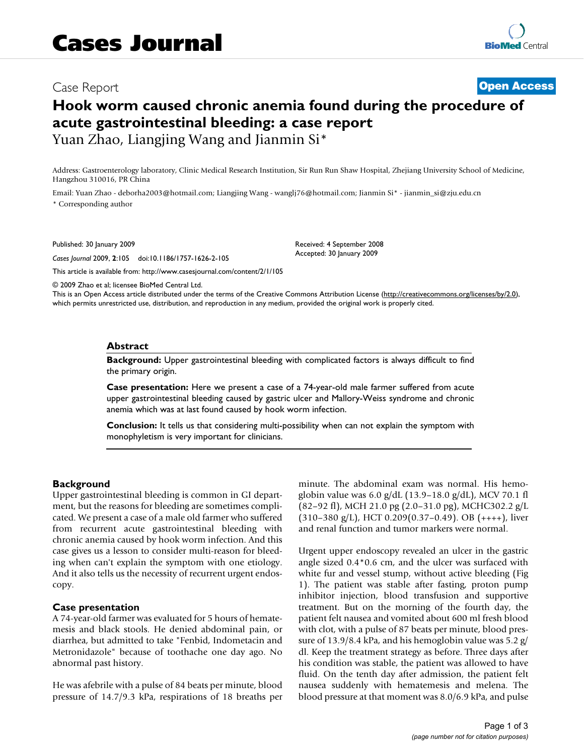Cases Journal

Case Report **Open Access**

# Hook worm caused chronic anemia found during the procedure of acute gastrointestinal bleeding: a case report

Yuan Zhao, Liangjing Wang and Jianmin Si*

Address: Gastroenterology laboratory, Clinic Medical Research Institution, Sir Run Run Shaw Hospital, Zhejiang University School of Medicine, Hangzhou 310016, PR China

Email: Yuan Zhao - deborha2003@hotmail.com; Liangjing Wang - wanglj76@hotmail.com; Jianmin Si* - jianmin_si@zju.edu.cn

* Corresponding author

Published: 30 January 2009

*Cases Journal* 2009, **2**:105 doi:10.1186/1757-1626-2-105

Received: 4 September 2008
Accepted: 30 January 2009

This article is available from: http://www.casesjournal.com/content/2/1/105

© 2009 Zhao et al; licensee BioMed Central Ltd.

This is an Open Access article distributed under the terms of the Creative Commons Attribution License (http://creativecommons.org/licenses/by/2.0), which permits unrestricted use, distribution, and reproduction in any medium, provided the original work is properly cited.

## Abstract

**Background:** Upper gastrointestinal bleeding with complicated factors is always difficult to find the primary origin.

**Case presentation:** Here we present a case of a 74-year-old male farmer suffered from acute upper gastrointestinal bleeding caused by gastric ulcer and Mallory-Weiss syndrome and chronic anemia which was at last found caused by hook worm infection.

**Conclusion:** It tells us that considering multi-possibility when can not explain the symptom with monophyletism is very important for clinicians.

## Background

Upper gastrointestinal bleeding is common in GI department, but the reasons for bleeding are sometimes complicated. We present a case of a male old farmer who suffered from recurrent acute gastrointestinal bleeding with chronic anemia caused by hook worm infection. And this case gives us a lesson to consider multi-reason for bleeding when can't explain the symptom with one etiology. And it also tells us the necessity of recurrent urgent endoscopy.

## Case presentation

A 74-year-old farmer was evaluated for 5 hours of hematemesis and black stools. He denied abdominal pain, or diarrhea, but admitted to take "Fenbid, Indometacin and Metronidazole" because of toothache one day ago. No abnormal past history.

He was afebrile with a pulse of 84 beats per minute, blood pressure of 14.7/9.3 kPa, respirations of 18 breaths per minute. The abdominal exam was normal. His hemoglobin value was 6.0 g/dL (13.9–18.0 g/dL), MCV 70.1 fl (82–92 fl), MCH 21.0 pg (2.0–31.0 pg), MCHC302.2 g/L (310–380 g/L), HCT 0.209(0.37–0.49). OB (++++), liver and renal function and tumor markers were normal.

Urgent upper endoscopy revealed an ulcer in the gastric angle sized 0.4*0.6 cm, and the ulcer was surfaced with white fur and vessel stump, without active bleeding (Fig 1). The patient was stable after fasting, proton pump inhibitor injection, blood transfusion and supportive treatment. But on the morning of the fourth day, the patient felt nausea and vomited about 600 ml fresh blood with clot, with a pulse of 87 beats per minute, blood pressure of 13.9/8.4 kPa, and his hemoglobin value was 5.2 g/dl. Keep the treatment strategy as before. Three days after his condition was stable, the patient was allowed to have fluid. On the tenth day after admission, the patient felt nausea suddenly with hematemesis and melena. The blood pressure at that moment was 8.0/6.9 kPa, and pulse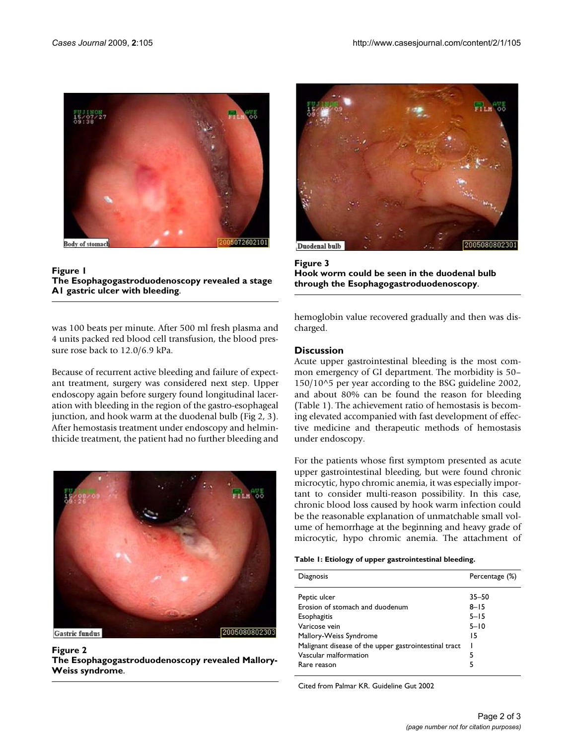**Figure 1**
**The Esophagogastroduodenoscopy revealed a stage A1 gastric ulcer with bleeding**.

was 100 beats per minute. After 500 ml fresh plasma and 4 units packed red blood cell transfusion, the blood pressure rose back to 12.0/6.9 kPa.

Because of recurrent active bleeding and failure of expectant treatment, surgery was considered next step. Upper endoscopy again before surgery found longitudinal laceration with bleeding in the region of the gastro-esophageal junction, and hook warm at the duodenal bulb (Fig 2, 3). After hemostasis treatment under endoscopy and helminthicide treatment, the patient had no further bleeding and hemoglobin value recovered gradually and then was discharged.

**Figure 2**
**The Esophagogastroduodenoscopy revealed Mallory-Weiss syndrome**.

**Figure 3**
**Hook worm could be seen in the duodenal bulb through the Esophagogastroduodenoscopy**.

## Discussion

Acute upper gastrointestinal bleeding is the most common emergency of GI department. The morbidity is 50–150/10^5 per year according to the BSG guideline 2002, and about 80% can be found the reason for bleeding (Table 1). The achievement ratio of hemostasis is becoming elevated accompanied with fast development of effective medicine and therapeutic methods of hemostasis under endoscopy.

For the patients whose first symptom presented as acute upper gastrointestinal bleeding, but were found chronic microcytic, hypo chromic anemia, it was especially important to consider multi-reason possibility. In this case, chronic blood loss caused by hook warm infection could be the reasonable explanation of unmatchable small volume of hemorrhage at the beginning and heavy grade of microcytic, hypo chromic anemia. The attachment of

**Table 1: Etiology of upper gastrointestinal bleeding.**

| Diagnosis | Percentage (%) |
|---|---|
| Peptic ulcer | 35–50 |
| Erosion of stomach and duodenum | 8–15 |
| Esophagitis | 5–15 |
| Varicose vein | 5–10 |
| Mallory-Weiss Syndrome | 15 |
| Malignant disease of the upper gastrointestinal tract | 1 |
| Vascular malformation | 5 |
| Rare reason | 5 |

Cited from Palmar KR. Guideline Gut 2002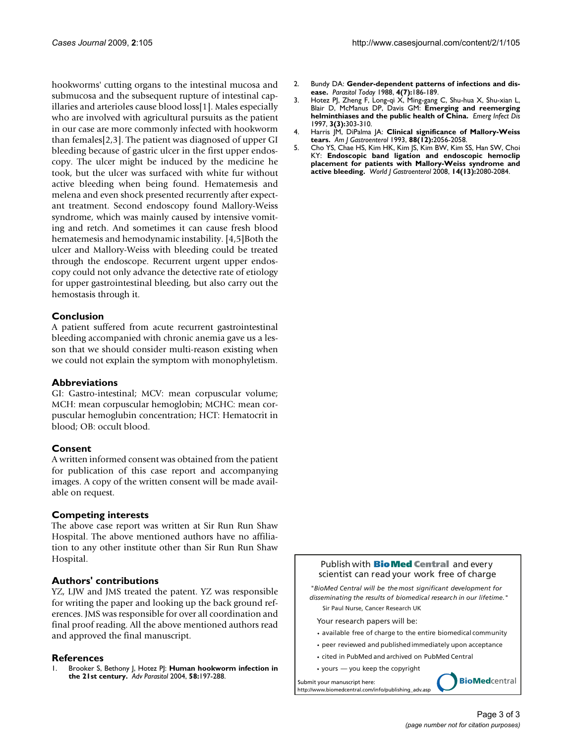hookworms' cutting organs to the intestinal mucosa and submucosa and the subsequent rupture of intestinal capillaries and arterioles cause blood loss[1]. Males especially who are involved with agricultural pursuits as the patient in our case are more commonly infected with hookworm than females[2,3]. The patient was diagnosed of upper GI bleeding because of gastric ulcer in the first upper endoscopy. The ulcer might be induced by the medicine he took, but the ulcer was surfaced with white fur without active bleeding when being found. Hematemesis and melena and even shock presented recurrently after expectant treatment. Second endoscopy found Mallory-Weiss syndrome, which was mainly caused by intensive vomiting and retch. And sometimes it can cause fresh blood hematemesis and hemodynamic instability. [4,5]Both the ulcer and Mallory-Weiss with bleeding could be treated through the endoscope. Recurrent urgent upper endoscopy could not only advance the detective rate of etiology for upper gastrointestinal bleeding, but also carry out the hemostasis through it.

## Conclusion

A patient suffered from acute recurrent gastrointestinal bleeding accompanied with chronic anemia gave us a lesson that we should consider multi-reason existing when we could not explain the symptom with monophyletism.

## Abbreviations

GI: Gastro-intestinal; MCV: mean corpuscular volume; MCH: mean corpuscular hemoglobin; MCHC: mean corpuscular hemoglubin concentration; HCT: Hematocrit in blood; OB: occult blood.

## Consent

A written informed consent was obtained from the patient for publication of this case report and accompanying images. A copy of the written consent will be made available on request.

## Competing interests

The above case report was written at Sir Run Run Shaw Hospital. The above mentioned authors have no affiliation to any other institute other than Sir Run Run Shaw Hospital.

## Authors' contributions

YZ, LJW and JMS treated the patent. YZ was responsible for writing the paper and looking up the back ground references. JMS was responsible for over all coordination and final proof reading. All the above mentioned authors read and approved the final manuscript.

## References

1. Brooker S, Bethony J, Hotez PJ: **Human hookworm infection in the 21st century.** *Adv Parasitol* 2004, **58:**197-288.
2. Bundy DA: **Gender-dependent patterns of infections and disease.** *Parasitol Today* 1988, **4(7):**186-189.
3. Hotez PJ, Zheng F, Long-qi X, Ming-gang C, Shu-hua X, Shu-xian L, Blair D, McManus DP, Davis GM: **Emerging and reemerging helminthiases and the public health of China.** *Emerg Infect Dis* 1997, **3(3):**303-310.
4. Harris JM, DiPalma JA: **Clinical significance of Mallory-Weiss tears.** *Am J Gastroenterol* 1993, **88(12):**2056-2058.
5. Cho YS, Chae HS, Kim HK, Kim JS, Kim BW, Kim SS, Han SW, Choi KY: **Endoscopic band ligation and endoscopic hemoclip placement for patients with Mallory-Weiss syndrome and active bleeding.** *World J Gastroenterol* 2008, **14(13):**2080-2084.

Publish with **BioMed Central** and every scientist can read your work free of charge

*"BioMed Central will be the most significant development for disseminating the results of biomedical research in our lifetime."*

Sir Paul Nurse, Cancer Research UK

Your research papers will be:

- available free of charge to the entire biomedical community
- peer reviewed and published immediately upon acceptance
- cited in PubMed and archived on PubMed Central
- yours — you keep the copyright

Submit your manuscript here:
http://www.biomedcentral.com/info/publishing_adv.asp

**BioMed**central